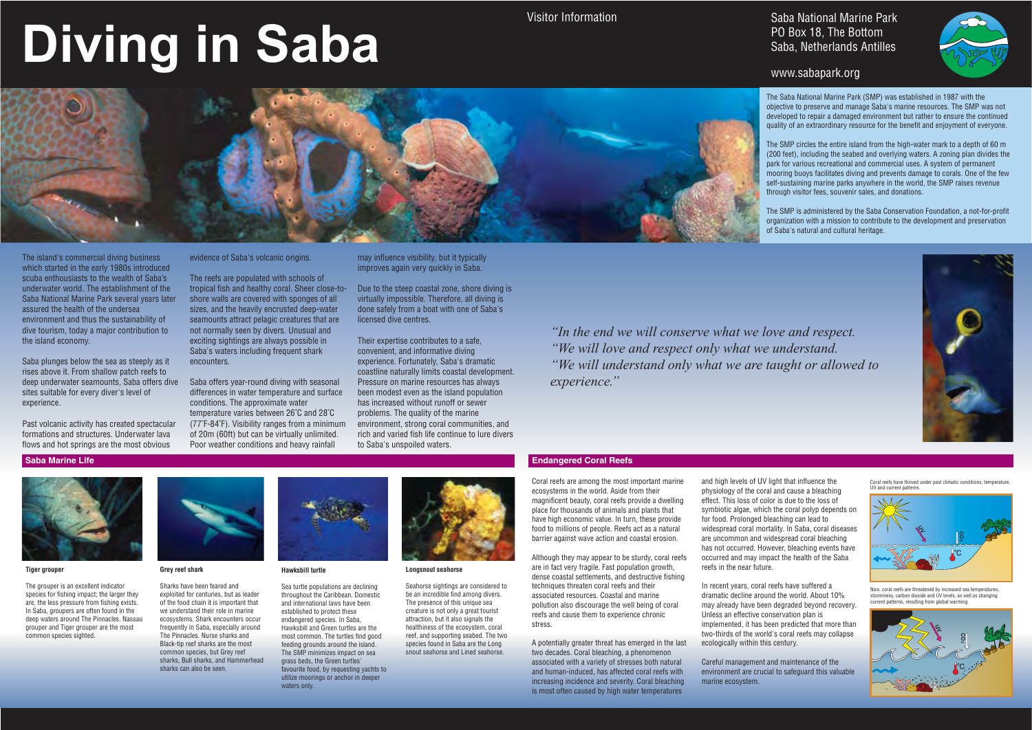# Diving in Saba

Visitor Information

Saba National Marine Park
PO Box 18, The Bottom
Saba, Netherlands Antilles

www.sabapark.org

The Saba National Marine Park (SMP) was established in 1987 with the objective to preserve and manage Saba's marine resources. The SMP was not developed to repair a damaged environment but rather to ensure the continued quality of an extraordinary resource for the benefit and enjoyment of everyone.

The SMP circles the entire island from the high-water mark to a depth of 60 m (200 feet), including the seabed and overlying waters. A zoning plan divides the park for various recreational and commercial uses. A system of permanent mooring buoys facilitates diving and prevents damage to corals. One of the few self-sustaining marine parks anywhere in the world, the SMP raises revenue through visitor fees, souvenir sales, and donations.

The SMP is administered by the Saba Conservation Foundation, a not-for-profit organization with a mission to contribute to the development and preservation of Saba's natural and cultural heritage.

The island's commercial diving business which started in the early 1980s introduced scuba enthusiasts to the wealth of Saba's underwater world. The establishment of the Saba National Marine Park several years later assured the health of the undersea environment and thus the sustainability of dive tourism, today a major contribution to the island economy.

Saba plunges below the sea as steeply as it rises above it. From shallow patch reefs to deep underwater seamounts, Saba offers dive sites suitable for every diver's level of experience.

Past volcanic activity has created spectacular formations and structures. Underwater lava flows and hot springs are the most obvious evidence of Saba's volcanic origins.

The reefs are populated with schools of tropical fish and healthy coral. Sheer close-to-shore walls are covered with sponges of all sizes, and the heavily encrusted deep-water seamounts attract pelagic creatures that are not normally seen by divers. Unusual and exciting sightings are always possible in Saba's waters including frequent shark encounters.

Saba offers year-round diving with seasonal differences in water temperature and surface conditions. The approximate water temperature varies between 26˚C and 28˚C (77˚F-84˚F). Visibility ranges from a minimum of 20m (60ft) but can be virtually unlimited. Poor weather conditions and heavy rainfall may influence visibility, but it typically improves again very quickly in Saba.

Due to the steep coastal zone, shore diving is virtually impossible. Therefore, all diving is done safely from a boat with one of Saba's licensed dive centres.

Their expertise contributes to a safe, convenient, and informative diving experience. Fortunately, Saba's dramatic coastline naturally limits coastal development. Pressure on marine resources has always been modest even as the island population has increased without runoff or sewer problems. The quality of the marine environment, strong coral communities, and rich and varied fish life continue to lure divers to Saba's unspoiled waters.

*"In the end we will conserve what we love and respect.*
*"We will love and respect only what we understand.*
*"We will understand only what we are taught or allowed to experience."*

## Saba Marine Life

**Tiger grouper**

The grouper is an excellent indicator species for fishing impact; the larger they are, the less pressure from fishing exists. In Saba, groupers are often found in the deep waters around The Pinnacles. Nassau grouper and Tiger grouper are the most common species sighted.

**Grey reef shark**

Sharks have been feared and exploited for centuries, but as leader of the food chain it is important that we understand their role in marine ecosystems. Shark encounters occur frequently in Saba, especially around The Pinnacles. Nurse sharks and Black-tip reef sharks are the most common species, but Grey reef sharks, Bull sharks, and Hammerhead sharks can also be seen.

**Hawksbill turtle**

Sea turtle populations are declining throughout the Caribbean. Domestic and international laws have been established to protect these endangered species. In Saba, Hawksbill and Green turtles are the most common. The turtles find good feeding grounds around the island. The SMP minimizes impact on sea grass beds, the Green turtles' favourite food, by requesting yachts to utilize moorings or anchor in deeper waters only.

**Longsnout seahorse**

Seahorse sightings are considered to be an incredible find among divers. The presence of this unique sea creature is not only a great tourist attraction, but it also signals the healthiness of the ecosystem, coral reef, and supporting seabed. The two species found in Saba are the Long snout seahorse and Lined seahorse.

## Endangered Coral Reefs

Coral reefs are among the most important marine ecosystems in the world. Aside from their magnificent beauty, coral reefs provide a dwelling place for thousands of animals and plants that have high economic value. In turn, these provide food to millions of people. Reefs act as a natural barrier against wave action and coastal erosion.

Although they may appear to be sturdy, coral reefs are in fact very fragile. Fast population growth, dense coastal settlements, and destructive fishing techniques threaten coral reefs and their associated resources. Coastal and marine pollution also discourage the well being of coral reefs and cause them to experience chronic stress.

A potentially greater threat has emerged in the last two decades. Coral bleaching, a phenomenon associated with a variety of stresses both natural and human-induced, has affected coral reefs with increasing incidence and severity. Coral bleaching is most often caused by high water temperatures and high levels of UV light that influence the physiology of the coral and cause a bleaching effect. This loss of color is due to the loss of symbiotic algae, which the coral polyp depends on for food. Prolonged bleaching can lead to widespread coral mortality. In Saba, coral diseases are uncommon and widespread coral bleaching has not occurred. However, bleaching events have occurred and may impact the health of the Saba reefs in the near future.

In recent years, coral reefs have suffered a dramatic decline around the world. About 10% may already have been degraded beyond recovery. Unless an effective conservation plan is implemented, it has been predicted that more than two-thirds of the world's coral reefs may collapse ecologically within this century.

Careful management and maintenance of the environment are crucial to safeguard this valuable marine ecosystem.

Coral reefs have thrived under past climatic conditions, temperature, UV and current patterns.

Now, coral reefs are threatened by increased sea temperatures, storminess, carbon dioxide and UV levels, as well as changing current patterns, resulting from global warming.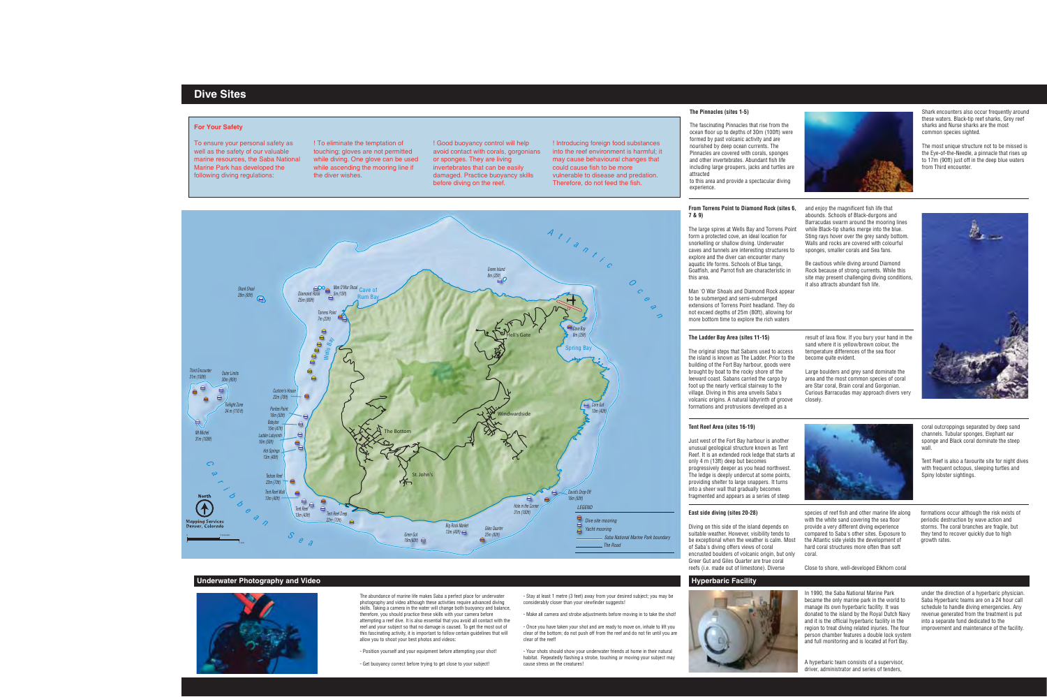# Dive Sites

## For Your Safety

To ensure your personal safety as well as the safety of our valuable marine resources, the Saba National Marine Park has developed the following diving regulations:

! To eliminate the temptation of touching; gloves are not permitted while diving. One glove can be used while ascending the mooring line if the diver wishes.

! Good buoyancy control will help avoid contact with corals, gorgonians or sponges. They are living invertebrates that can be easily damaged. Practice buoyancy skills before diving on the reef.

! Introducing foreign food substances into the reef environment is harmful; it may cause behavioural changes that could cause fish to be more vulnerable to disease and predation. Therefore, do not feed the fish.

Atlantic Ocean

Caribbean Sea

Shark Shoal 28m (90ft)

Diamond Rock 25m (80ft)

Man O'War Shoal 5m (15ft)

Cave of Rum Bay

Torrens Point 7m (22ft)

Wells Bay

Green Island 8m (25ft)

Hell's Gate

Cove Bay 8m (25ft)

Spring Bay

Third Encounter 31m (100ft)

Outer Limits 30m (95ft)

Customs House 22m (70ft)

Twilight Zone 34m (110 ft)

Porites Point 18m (50ft)

Babylon 15m (47ft)

Ladder Labyrinth 16m (50ft)

Mt Michel 31m (100ft)

Hot Springs 13m (40ft)

Windwardside

Core Gut 13m (40ft)

The Bottom

St. John's

Tedran Reef 22m (70ft)

Tent Reef Wall 13m (40ft)

Tent Reef 13m (40ft)

Tent Reef Deep 22m (70ft)

North

Mapping Services Denver, Colorado

David's Drop-Off 18m (50ft)

Hole in the Corner 31m (100ft)

Big Rock Market 13m (40ft)

Giles Quarter 25m (80ft)

Greer Gut 15m (50ft)

LEGEND

Dive site mooring

Yacht mooring

Saba National Marine Park boundary

The Road

### The Pinnacles (sites 1-5)

The fascinating Pinnacles that rise from the ocean floor up to depths of 30m (100ft) were formed by past volcanic activity and are nourished by deep ocean currents. The Pinnacles are covered with corals, sponges and other invertebrates. Abundant fish life including large groupers, jacks and turtles are attracted to this area and provide a spectacular diving experience.

Shark encounters also occur frequently around these waters. Black-tip reef sharks, Grey reef sharks and Nurse sharks are the most common species sighted.

The most unique structure not to be missed is the Eye-of-the-Needle, a pinnacle that rises up to 17m (90ft) just off in the deep blue waters from Third encounter.

### From Torrens Point to Diamond Rock (sites 6, 7 & 9)

The large spires at Wells Bay and Torrens Point form a protected cove, an ideal location for snorkelling or shallow diving. Underwater caves and tunnels are interesting structures to explore and the diver can encounter many aquatic life forms. Schools of Blue tangs, Goatfish, and Parrot fish are characteristic in this area.

Man 'O War Shoals and Diamond Rock appear to be submerged and semi-submerged extensions of Torrens Point headland. They do not exceed depths of 25m (80ft), allowing for more bottom time to explore the rich waters and enjoy the magnificent fish life that abounds. Schools of Black-durgons and Barracudas swarm around the mooring lines while Black-tip sharks merge into the blue. Sting rays hover over the grey sandy bottom. Walls and rocks are covered with colourful sponges, smaller corals and Sea fans.

Be cautious while diving around Diamond Rock because of strong currents. While this site may present challenging diving conditions, it also attracts abundant fish life.

### The Ladder Bay Area (sites 11-15)

The original steps that Sabans used to access the island is known as The Ladder. Prior to the building of the Fort Bay harbour, goods were brought by boat to the rocky shore of the leeward coast. Sabans carried the cargo by foot up the nearly vertical stairway to the village. Diving in this area unveils Saba's volcanic origins. A natural labyrinth of groove formations and protrusions developed as a result of lava flow. If you bury your hand in the sand where it is yellow/brown colour, the temperature differences of the sea floor become quite evident.

Large boulders and grey sand dominate the area and the most common species of coral are Star coral, Brain coral and Gorgonian. Curious Barracudas may approach divers very closely.

### Tent Reef Area (sites 16-19)

Just west of the Fort Bay harbour is another unusual geological structure known as Tent Reef. It is an extended rock ledge that starts at only 4 m (13ft) deep but becomes progressively deeper as you head northwest. The ledge is deeply undercut at some points, providing shelter to large snappers. It turns into a sheer wall that gradually becomes fragmented and appears as a series of steep coral outcroppings separated by deep sand channels. Tubular sponges, Elephant ear sponge and Black coral dominate the steep wall.

Tent Reef is also a favourite site for night dives with frequent octopus, sleeping turtles and Spiny lobster sightings.

### East side diving (sites 20-28)

Diving on this side of the island depends on suitable weather. However, visibility tends to be exceptional when the weather is calm. Most of Saba's diving offers views of coral encrusted boulders of volcanic origin, but only Greer Gut and Giles Quarter are true coral reefs (i.e. made out of limestone). Diverse species of reef fish and other marine life along with the white sand covering the sea floor provide a very different diving experience compared to Saba's other sites. Exposure to the Atlantic side yields the development of hard coral structures more often than soft coral.

Close to shore, well-developed Elkhorn coral formations occur although the risk exists of periodic destruction by wave action and storms. The coral branches are fragile, but they tend to recover quickly due to high growth rates.

## Underwater Photography and Video

The abundance of marine life makes Saba a perfect place for underwater photography and video although these activities require advanced diving skills. Taking a camera in the water will change both buoyancy and balance, therefore, you should practice these skills with your camera before attempting a reef dive. It is also essential that you avoid all contact with the reef and your subject so that no damage is caused. To get the most out of this fascinating activity, it is important to follow certain guidelines that will allow you to shoot your best photos and videos:

- Position yourself and your equipment before attempting your shot!

- Get buoyancy correct before trying to get close to your subject!

- Stay at least 1 metre (3 feet) away from your desired subject; you may be considerably closer than your viewfinder suggests!

- Make all camera and strobe adjustments before moving in to take the shot!

- Once you have taken your shot and are ready to move on, inhale to lift you clear of the bottom; do not push off from the reef and do not fin until you are clear of the reef!

- Your shots should show your underwater friends at home in their natural habitat. Repeatedly flashing a strobe, touching or moving your subject may cause stress on the creatures!

## Hyperbaric Facility

In 1990, the Saba National Marine Park became the only marine park in the world to manage its own hyperbaric facility. It was donated to the island by the Royal Dutch Navy and it is the official hyperbaric facility in the region to treat diving related injuries. The four person chamber features a double lock system and full monitoring and is located at Fort Bay.

A hyperbaric team consists of a supervisor, driver, administrator and series of tenders, under the direction of a hyperbaric physician. Saba Hyperbaric teams are on a 24 hour call schedule to handle diving emergencies. Any revenue generated from the treatment is put into a separate fund dedicated to the improvement and maintenance of the facility.